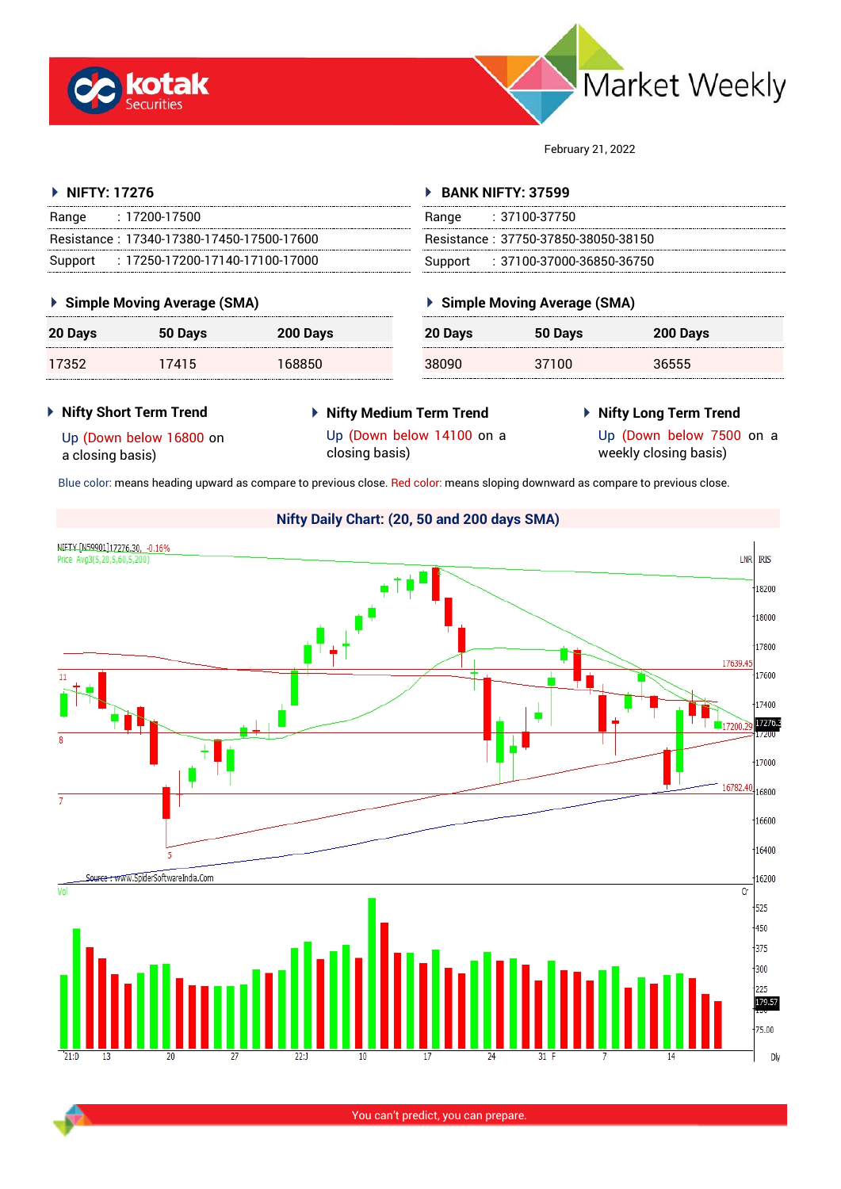# Market Weekly

February 21, 2022

## NIFTY: 17276

| | |
|---|---|
| Range | : 17200-17500 |
| Resistance | : 17340-17380-17450-17500-17600 |
| Support | : 17250-17200-17140-17100-17000 |

### Simple Moving Average (SMA)

| 20 Days | 50 Days | 200 Days |
|---|---|---|
| 17352 | 17415 | 168850 |

## BANK NIFTY: 37599

| | |
|---|---|
| Range | : 37100-37750 |
| Resistance | : 37750-37850-38050-38150 |
| Support | : 37100-37000-36850-36750 |

### Simple Moving Average (SMA)

| 20 Days | 50 Days | 200 Days |
|---|---|---|
| 38090 | 37100 | 36555 |

### Nifty Short Term Trend

Up (Down below 16800 on a closing basis)

### Nifty Medium Term Trend

Up (Down below 14100 on a closing basis)

### Nifty Long Term Trend

Up (Down below 7500 on a weekly closing basis)

Blue color: means heading upward as compare to previous close. Red color: means sloping downward as compare to previous close.

### Nifty Daily Chart: (20, 50 and 200 days SMA)

Source : www.SpiderSoftwareIndia.Com

You can't predict, you can prepare.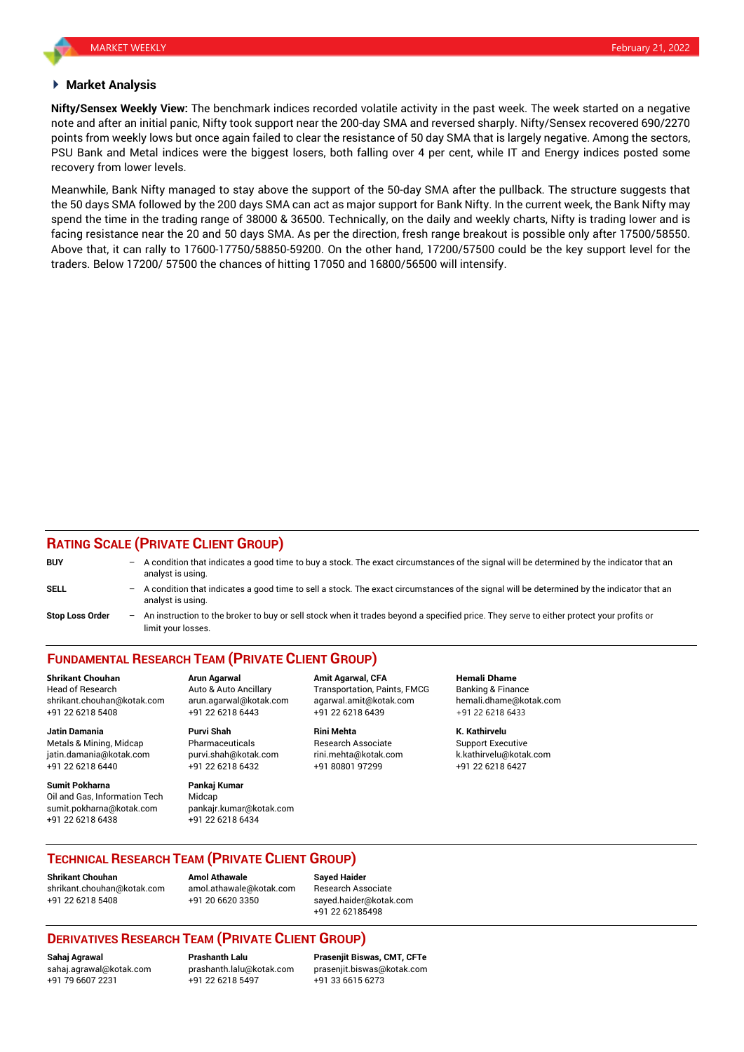## Market Analysis

**Nifty/Sensex Weekly View:** The benchmark indices recorded volatile activity in the past week. The week started on a negative note and after an initial panic, Nifty took support near the 200-day SMA and reversed sharply. Nifty/Sensex recovered 690/2270 points from weekly lows but once again failed to clear the resistance of 50 day SMA that is largely negative. Among the sectors, PSU Bank and Metal indices were the biggest losers, both falling over 4 per cent, while IT and Energy indices posted some recovery from lower levels.

Meanwhile, Bank Nifty managed to stay above the support of the 50-day SMA after the pullback. The structure suggests that the 50 days SMA followed by the 200 days SMA can act as major support for Bank Nifty. In the current week, the Bank Nifty may spend the time in the trading range of 38000 & 36500. Technically, on the daily and weekly charts, Nifty is trading lower and is facing resistance near the 20 and 50 days SMA. As per the direction, fresh range breakout is possible only after 17500/58550. Above that, it can rally to 17600-17750/58850-59200. On the other hand, 17200/57500 could be the key support level for the traders. Below 17200/ 57500 the chances of hitting 17050 and 16800/56500 will intensify.

## RATING SCALE (PRIVATE CLIENT GROUP)

**BUY** – A condition that indicates a good time to buy a stock. The exact circumstances of the signal will be determined by the indicator that an analyst is using.

**SELL** – A condition that indicates a good time to sell a stock. The exact circumstances of the signal will be determined by the indicator that an analyst is using.

**Stop Loss Order** – An instruction to the broker to buy or sell stock when it trades beyond a specified price. They serve to either protect your profits or limit your losses.

## FUNDAMENTAL RESEARCH TEAM (PRIVATE CLIENT GROUP)

**Shrikant Chouhan**
Head of Research
shrikant.chouhan@kotak.com
+91 22 6218 5408

**Arun Agarwal**
Auto & Auto Ancillary
arun.agarwal@kotak.com
+91 22 6218 6443

**Amit Agarwal, CFA**
Transportation, Paints, FMCG
agarwal.amit@kotak.com
+91 22 6218 6439

**Hemali Dhame**
Banking & Finance
hemali.dhame@kotak.com
+91 22 6218 6433

**Jatin Damania**
Metals & Mining, Midcap
jatin.damania@kotak.com
+91 22 6218 6440

**Purvi Shah**
Pharmaceuticals
purvi.shah@kotak.com
+91 22 6218 6432

**Rini Mehta**
Research Associate
rini.mehta@kotak.com
+91 80801 97299

**K. Kathirvelu**
Support Executive
k.kathirvelu@kotak.com
+91 22 6218 6427

**Sumit Pokharna**
Oil and Gas, Information Tech
sumit.pokharna@kotak.com
+91 22 6218 6438

**Pankaj Kumar**
Midcap
pankajr.kumar@kotak.com
+91 22 6218 6434

## TECHNICAL RESEARCH TEAM (PRIVATE CLIENT GROUP)

**Shrikant Chouhan**
shrikant.chouhan@kotak.com
+91 22 6218 5408

**Amol Athawale**
amol.athawale@kotak.com
+91 20 6620 3350

**Sayed Haider**
Research Associate
sayed.haider@kotak.com
+91 22 62185498

## DERIVATIVES RESEARCH TEAM (PRIVATE CLIENT GROUP)

**Sahaj Agrawal**
sahaj.agrawal@kotak.com
+91 79 6607 2231

**Prashanth Lalu**
prashanth.lalu@kotak.com
+91 22 6218 5497

**Prasenjit Biswas, CMT, CFTe**
prasenjit.biswas@kotak.com
+91 33 6615 6273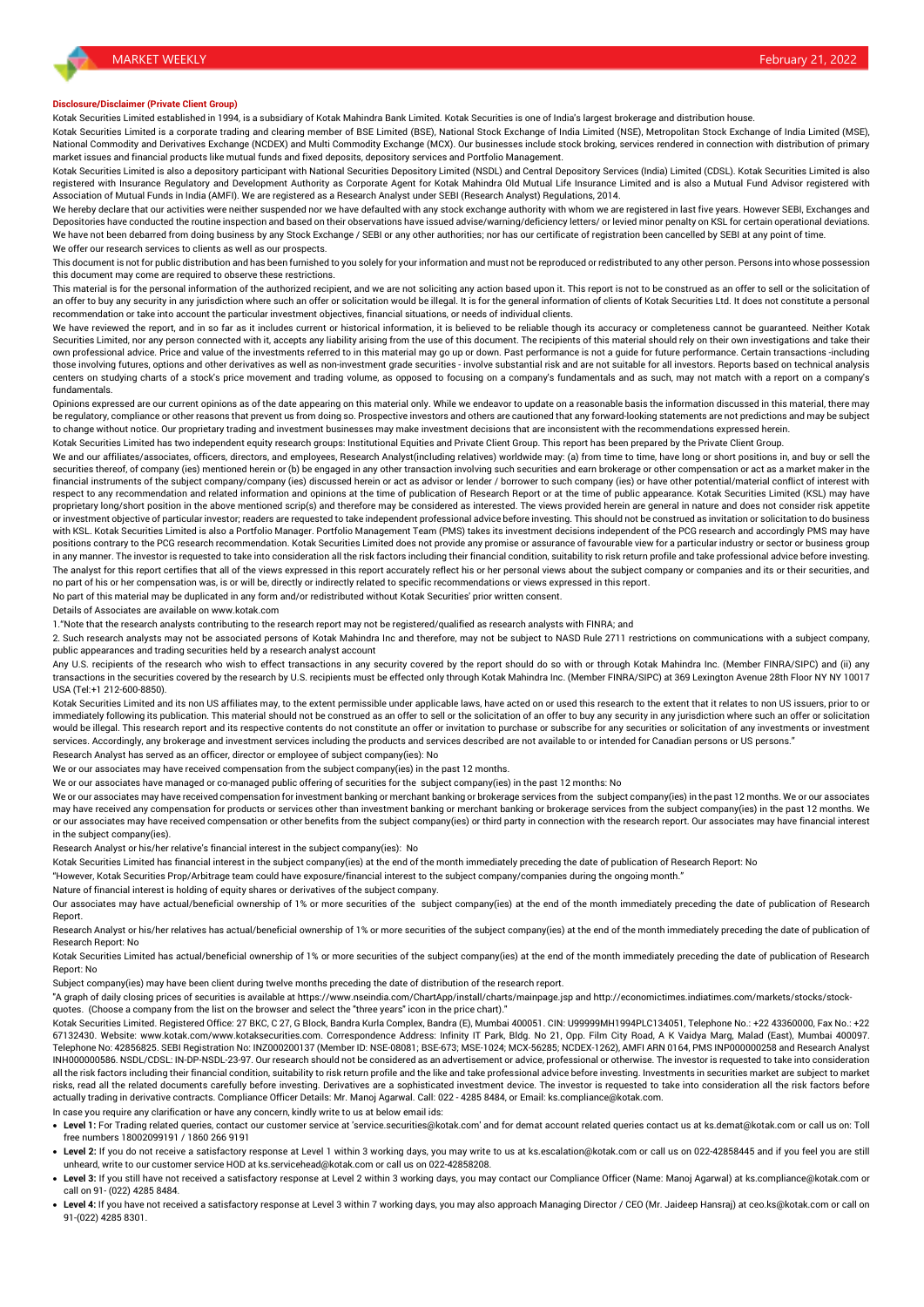**Disclosure/Disclaimer (Private Client Group)**

Kotak Securities Limited established in 1994, is a subsidiary of Kotak Mahindra Bank Limited. Kotak Securities is one of India's largest brokerage and distribution house.

Kotak Securities Limited is a corporate trading and clearing member of BSE Limited (BSE), National Stock Exchange of India Limited (NSE), Metropolitan Stock Exchange of India Limited (MSE), National Commodity and Derivatives Exchange (NCDEX) and Multi Commodity Exchange (MCX). Our businesses include stock broking, services rendered in connection with distribution of primary market issues and financial products like mutual funds and fixed deposits, depository services and Portfolio Management.

Kotak Securities Limited is also a depository participant with National Securities Depository Limited (NSDL) and Central Depository Services (India) Limited (CDSL). Kotak Securities Limited is also registered with Insurance Regulatory and Development Authority as Corporate Agent for Kotak Mahindra Old Mutual Life Insurance Limited and is also a Mutual Fund Advisor registered with Association of Mutual Funds in India (AMFI). We are registered as a Research Analyst under SEBI (Research Analyst) Regulations, 2014.

We hereby declare that our activities were neither suspended nor we have defaulted with any stock exchange authority with whom we are registered in last five years. However SEBI, Exchanges and Depositories have conducted the routine inspection and based on their observations have issued advise/warning/deficiency letters/ or levied minor penalty on KSL for certain operational deviations. We have not been debarred from doing business by any Stock Exchange / SEBI or any other authorities; nor has our certificate of registration been cancelled by SEBI at any point of time.

We offer our research services to clients as well as our prospects.

This document is not for public distribution and has been furnished to you solely for your information and must not be reproduced or redistributed to any other person. Persons into whose possession this document may come are required to observe these restrictions.

This material is for the personal information of the authorized recipient, and we are not soliciting any action based upon it. This report is not to be construed as an offer to sell or the solicitation of an offer to buy any security in any jurisdiction where such an offer or solicitation would be illegal. It is for the general information of clients of Kotak Securities Ltd. It does not constitute a personal recommendation or take into account the particular investment objectives, financial situations, or needs of individual clients.

We have reviewed the report, and in so far as it includes current or historical information, it is believed to be reliable though its accuracy or completeness cannot be guaranteed. Neither Kotak Securities Limited, nor any person connected with it, accepts any liability arising from the use of this document. The recipients of this material should rely on their own investigations and take their own professional advice. Price and value of the investments referred to in this material may go up or down. Past performance is not a guide for future performance. Certain transactions -including those involving futures, options and other derivatives as well as non-investment grade securities - involve substantial risk and are not suitable for all investors. Reports based on technical analysis centers on studying charts of a stock's price movement and trading volume, as opposed to focusing on a company's fundamentals and as such, may not match with a report on a company's fundamentals.

Opinions expressed are our current opinions as of the date appearing on this material only. While we endeavor to update on a reasonable basis the information discussed in this material, there may be regulatory, compliance or other reasons that prevent us from doing so. Prospective investors and others are cautioned that any forward-looking statements are not predictions and may be subject to change without notice. Our proprietary trading and investment businesses may make investment decisions that are inconsistent with the recommendations expressed herein.

Kotak Securities Limited has two independent equity research groups: Institutional Equities and Private Client Group. This report has been prepared by the Private Client Group.

We and our affiliates/associates, officers, directors, and employees, Research Analyst(including relatives) worldwide may: (a) from time to time, have long or short positions in, and buy or sell the securities thereof, of company (ies) mentioned herein or (b) be engaged in any other transaction involving such securities and earn brokerage or other compensation or act as a market maker in the financial instruments of the subject company/company (ies) discussed herein or act as advisor or lender / borrower to such company (ies) or have other potential/material conflict of interest with respect to any recommendation and related information and opinions at the time of publication of Research Report or at the time of public appearance. Kotak Securities Limited (KSL) may have proprietary long/short position in the above mentioned scrip(s) and therefore may be considered as interested. The views provided herein are general in nature and does not consider risk appetite or investment objective of particular investor; readers are requested to take independent professional advice before investing. This should not be construed as invitation or solicitation to do business with KSL. Kotak Securities Limited is also a Portfolio Manager. Portfolio Management Team (PMS) takes its investment decisions independent of the PCG research and accordingly PMS may have positions contrary to the PCG research recommendation. Kotak Securities Limited does not provide any promise or assurance of favourable view for a particular industry or sector or business group in any manner. The investor is requested to take into consideration all the risk factors including their financial condition, suitability to risk return profile and take professional advice before investing.

The analyst for this report certifies that all of the views expressed in this report accurately reflect his or her personal views about the subject company or companies and its or their securities, and no part of his or her compensation was, is or will be, directly or indirectly related to specific recommendations or views expressed in this report.

No part of this material may be duplicated in any form and/or redistributed without Kotak Securities' prior written consent.

Details of Associates are available on www.kotak.com

1."Note that the research analysts contributing to the research report may not be registered/qualified as research analysts with FINRA; and

2. Such research analysts may not be associated persons of Kotak Mahindra Inc and therefore, may not be subject to NASD Rule 2711 restrictions on communications with a subject company, public appearances and trading securities held by a research analyst account

Any U.S. recipients of the research who wish to effect transactions in any security covered by the report should do so with or through Kotak Mahindra Inc. (Member FINRA/SIPC) and (ii) any transactions in the securities covered by the research by U.S. recipients must be effected only through Kotak Mahindra Inc. (Member FINRA/SIPC) at 369 Lexington Avenue 28th Floor NY NY 10017 USA (Tel:+1 212-600-8850).

Kotak Securities Limited and its non US affiliates may, to the extent permissible under applicable laws, have acted on or used this research to the extent that it relates to non US issuers, prior to or immediately following its publication. This material should not be construed as an offer to sell or the solicitation of an offer to buy any security in any jurisdiction where such an offer or solicitation would be illegal. This research report and its respective contents do not constitute an offer or invitation to purchase or subscribe for any securities or solicitation of any investments or investment services. Accordingly, any brokerage and investment services including the products and services described are not available to or intended for Canadian persons or US persons."

Research Analyst has served as an officer, director or employee of subject company(ies): No

We or our associates may have received compensation from the subject company(ies) in the past 12 months.

We or our associates have managed or co-managed public offering of securities for the subject company(ies) in the past 12 months: No

We or our associates may have received compensation for investment banking or merchant banking or brokerage services from the subject company(ies) in the past 12 months. We or our associates may have received any compensation for products or services other than investment banking or merchant banking or brokerage services from the subject company(ies) in the past 12 months. We or our associates may have received compensation or other benefits from the subject company(ies) or third party in connection with the research report. Our associates may have financial interest in the subject company(ies).

Research Analyst or his/her relative's financial interest in the subject company(ies): No

Kotak Securities Limited has financial interest in the subject company(ies) at the end of the month immediately preceding the date of publication of Research Report: No

"However, Kotak Securities Prop/Arbitrage team could have exposure/financial interest to the subject company/companies during the ongoing month."

Nature of financial interest is holding of equity shares or derivatives of the subject company.

Our associates may have actual/beneficial ownership of 1% or more securities of the subject company(ies) at the end of the month immediately preceding the date of publication of Research Report.

Research Analyst or his/her relatives has actual/beneficial ownership of 1% or more securities of the subject company(ies) at the end of the month immediately preceding the date of publication of Research Report: No

Kotak Securities Limited has actual/beneficial ownership of 1% or more securities of the subject company(ies) at the end of the month immediately preceding the date of publication of Research Report: No

Subject company(ies) may have been client during twelve months preceding the date of distribution of the research report.

"A graph of daily closing prices of securities is available at https://www.nseindia.com/ChartApp/install/charts/mainpage.jsp and http://economictimes.indiatimes.com/markets/stocks/stock-quotes. (Choose a company from the list on the browser and select the "three years" icon in the price chart)."

Kotak Securities Limited. Registered Office: 27 BKC, C 27, G Block, Bandra Kurla Complex, Bandra (E), Mumbai 400051. CIN: U99999MH1994PLC134051, Telephone No.: +22 43360000, Fax No.: +22 67132430. Website: www.kotak.com/www.kotaksecurities.com. Correspondence Address: Infinity IT Park, Bldg. No 21, Opp. Film City Road, A K Vaidya Marg, Malad (East), Mumbai 400097. Telephone No: 42856825. SEBI Registration No: INZ000200137 (Member ID: NSE-08081; BSE-673; MSE-1024; MCX-56285; NCDEX-1262), AMFI ARN 0164, PMS INP000000258 and Research Analyst INH000000586. NSDL/CDSL: IN-DP-NSDL-23-97. Our research should not be considered as an advertisement or advice, professional or otherwise. The investor is requested to take into consideration all the risk factors including their financial condition, suitability to risk return profile and the like and take professional advice before investing. Investments in securities market are subject to market risks, read all the related documents carefully before investing. Derivatives are a sophisticated investment device. The investor is requested to take into consideration all the risk factors before actually trading in derivative contracts. Compliance Officer Details: Mr. Manoj Agarwal. Call: 022 - 4285 8484, or Email: ks.compliance@kotak.com.

In case you require any clarification or have any concern, kindly write to us at below email ids:

- **Level 1:** For Trading related queries, contact our customer service at 'service.securities@kotak.com' and for demat account related queries contact us at ks.demat@kotak.com or call us on: Toll free numbers 18002099191 / 1860 266 9191
- **Level 2:** If you do not receive a satisfactory response at Level 1 within 3 working days, you may write to us at ks.escalation@kotak.com or call us on 022-42858445 and if you feel you are still unheard, write to our customer service HOD at ks.servicehead@kotak.com or call us on 022-42858208.
- **Level 3:** If you still have not received a satisfactory response at Level 2 within 3 working days, you may contact our Compliance Officer (Name: Manoj Agarwal) at ks.compliance@kotak.com or call on 91- (022) 4285 8484.
- **Level 4:** If you have not received a satisfactory response at Level 3 within 7 working days, you may also approach Managing Director / CEO (Mr. Jaideep Hansraj) at ceo.ks@kotak.com or call on 91-(022) 4285 8301.